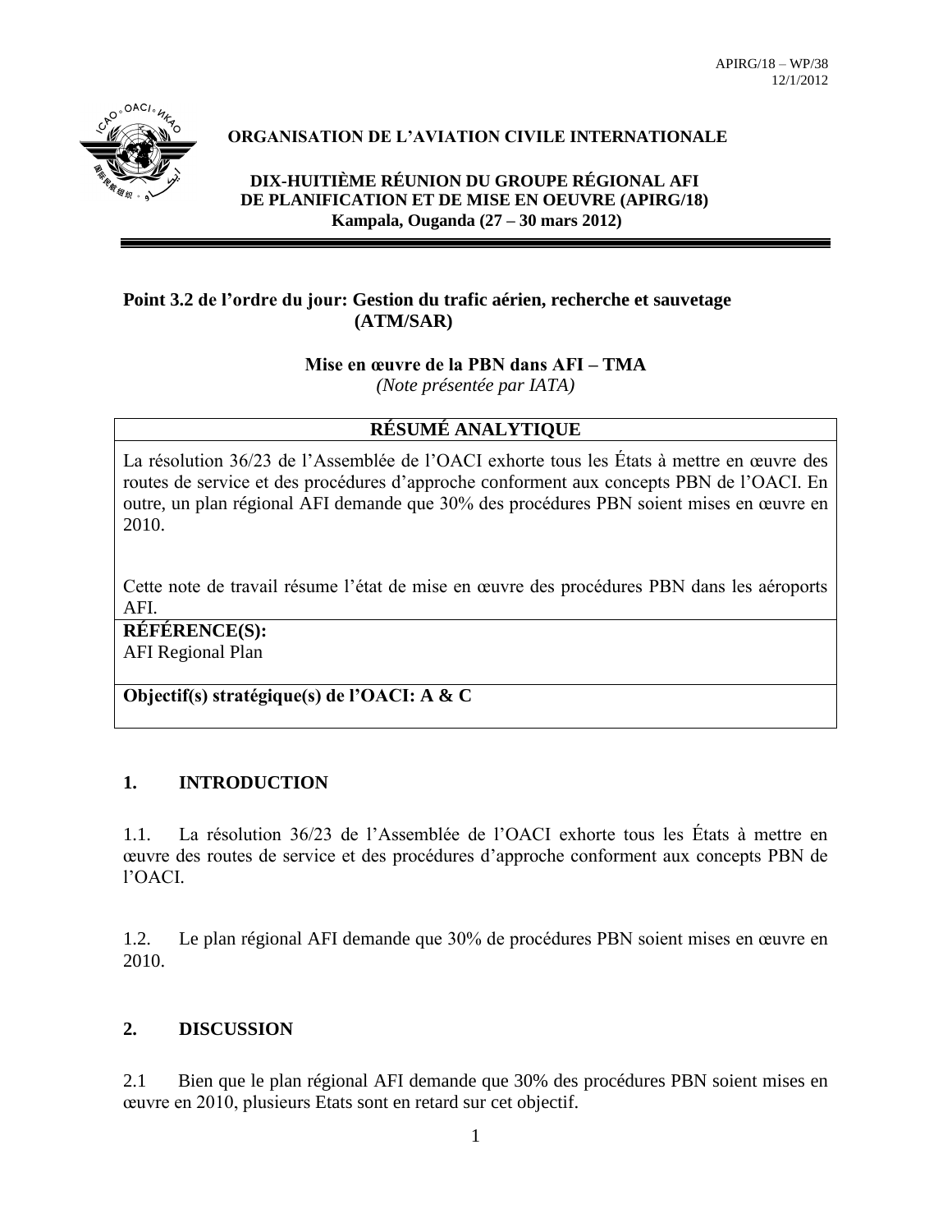APIRG/18 – WP/38
12/1/2012

**ORGANISATION DE L'AVIATION CIVILE INTERNATIONALE**

**DIX-HUITIÈME RÉUNION DU GROUPE RÉGIONAL AFI DE PLANIFICATION ET DE MISE EN OEUVRE (APIRG/18)**
**Kampala, Ouganda (27 – 30 mars 2012)**

**Point 3.2 de l'ordre du jour: Gestion du trafic aérien, recherche et sauvetage (ATM/SAR)**

**Mise en œuvre de la PBN dans AFI – TMA**
*(Note présentée par IATA)*

| **RÉSUMÉ ANALYTIQUE** |
|---|
| La résolution 36/23 de l'Assemblée de l'OACI exhorte tous les États à mettre en œuvre des routes de service et des procédures d'approche conforment aux concepts PBN de l'OACI. En outre, un plan régional AFI demande que 30% des procédures PBN soient mises en œuvre en 2010. <br><br> Cette note de travail résume l'état de mise en œuvre des procédures PBN dans les aéroports AFI. |
| **RÉFÉRENCE(S):** <br> AFI Regional Plan |
| **Objectif(s) stratégique(s) de l'OACI: A & C** |

## 1. INTRODUCTION

1.1. La résolution 36/23 de l'Assemblée de l'OACI exhorte tous les États à mettre en œuvre des routes de service et des procédures d'approche conforment aux concepts PBN de l'OACI.

1.2. Le plan régional AFI demande que 30% de procédures PBN soient mises en œuvre en 2010.

## 2. DISCUSSION

2.1 Bien que le plan régional AFI demande que 30% des procédures PBN soient mises en œuvre en 2010, plusieurs Etats sont en retard sur cet objectif.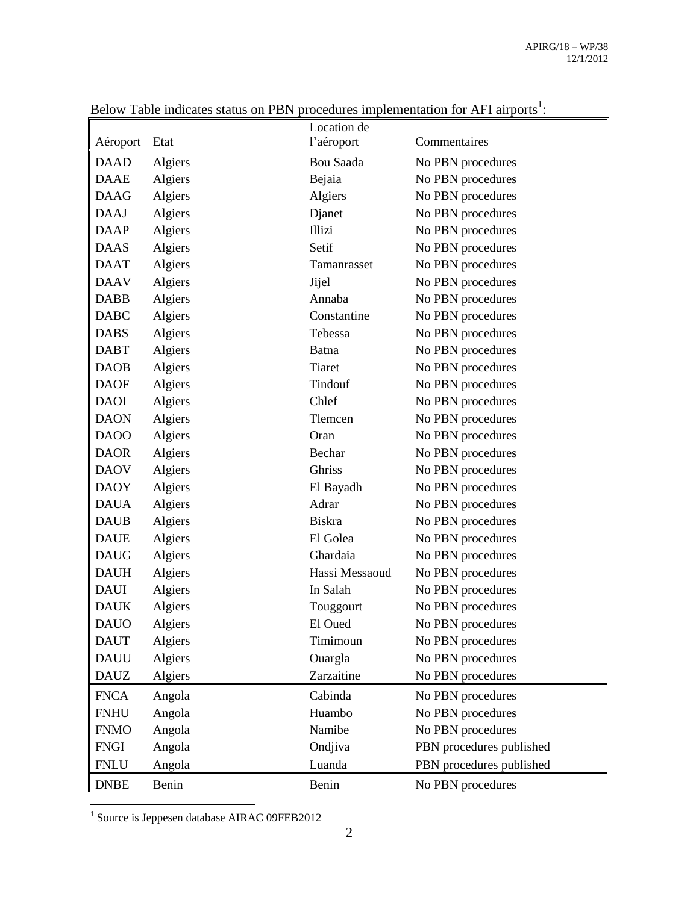Below Table indicates status on PBN procedures implementation for AFI airports[1]:

| Aéroport | Etat | Location de l'aéroport | Commentaires |
|---|---|---|---|
| DAAD | Algiers | Bou Saada | No PBN procedures |
| DAAE | Algiers | Bejaia | No PBN procedures |
| DAAG | Algiers | Algiers | No PBN procedures |
| DAAJ | Algiers | Djanet | No PBN procedures |
| DAAP | Algiers | Illizi | No PBN procedures |
| DAAS | Algiers | Setif | No PBN procedures |
| DAAT | Algiers | Tamanrasset | No PBN procedures |
| DAAV | Algiers | Jijel | No PBN procedures |
| DABB | Algiers | Annaba | No PBN procedures |
| DABC | Algiers | Constantine | No PBN procedures |
| DABS | Algiers | Tebessa | No PBN procedures |
| DABT | Algiers | Batna | No PBN procedures |
| DAOB | Algiers | Tiaret | No PBN procedures |
| DAOF | Algiers | Tindouf | No PBN procedures |
| DAOI | Algiers | Chlef | No PBN procedures |
| DAON | Algiers | Tlemcen | No PBN procedures |
| DAOO | Algiers | Oran | No PBN procedures |
| DAOR | Algiers | Bechar | No PBN procedures |
| DAOV | Algiers | Ghriss | No PBN procedures |
| DAOY | Algiers | El Bayadh | No PBN procedures |
| DAUA | Algiers | Adrar | No PBN procedures |
| DAUB | Algiers | Biskra | No PBN procedures |
| DAUE | Algiers | El Golea | No PBN procedures |
| DAUG | Algiers | Ghardaia | No PBN procedures |
| DAUH | Algiers | Hassi Messaoud | No PBN procedures |
| DAUI | Algiers | In Salah | No PBN procedures |
| DAUK | Algiers | Touggourt | No PBN procedures |
| DAUO | Algiers | El Oued | No PBN procedures |
| DAUT | Algiers | Timimoun | No PBN procedures |
| DAUU | Algiers | Ouargla | No PBN procedures |
| DAUZ | Algiers | Zarzaitine | No PBN procedures |
| FNCA | Angola | Cabinda | No PBN procedures |
| FNHU | Angola | Huambo | No PBN procedures |
| FNMO | Angola | Namibe | No PBN procedures |
| FNGI | Angola | Ondjiva | PBN procedures published |
| FNLU | Angola | Luanda | PBN procedures published |
| DNBE | Benin | Benin | No PBN procedures |

[1] Source is Jeppesen database AIRAC 09FEB2012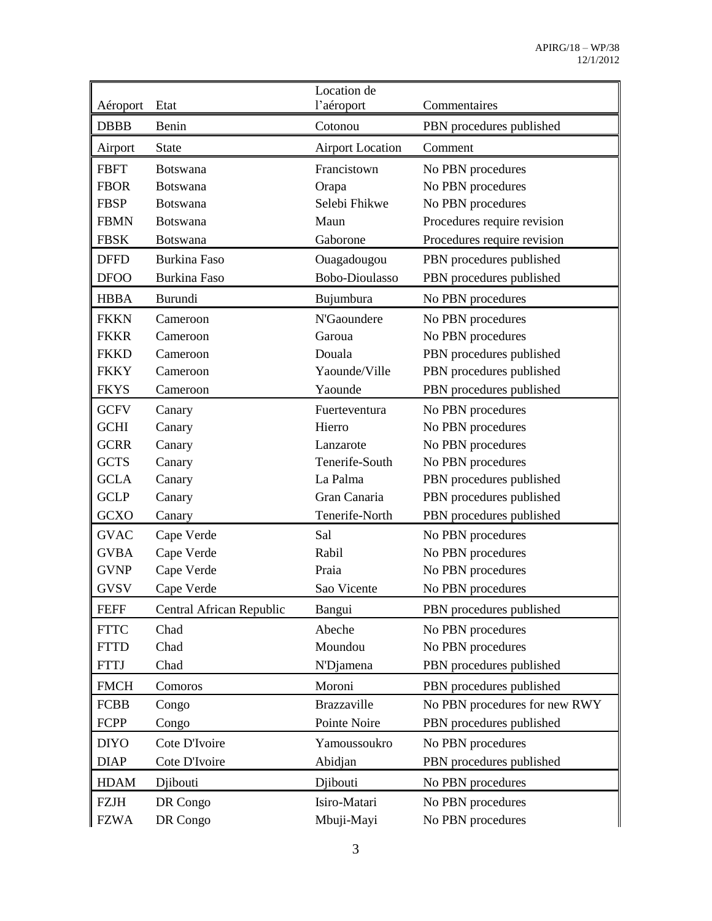| Aéroport | Etat | Location de l'aéroport | Commentaires |
|---|---|---|---|
| DBBB | Benin | Cotonou | PBN procedures published |
| Airport | State | Airport Location | Comment |
| FBFT | Botswana | Francistown | No PBN procedures |
| FBOR | Botswana | Orapa | No PBN procedures |
| FBSP | Botswana | Selebi Fhikwe | No PBN procedures |
| FBMN | Botswana | Maun | Procedures require revision |
| FBSK | Botswana | Gaborone | Procedures require revision |
| DFFD | Burkina Faso | Ouagadougou | PBN procedures published |
| DFOO | Burkina Faso | Bobo-Dioulasso | PBN procedures published |
| HBBA | Burundi | Bujumbura | No PBN procedures |
| FKKN | Cameroon | N'Gaoundere | No PBN procedures |
| FKKR | Cameroon | Garoua | No PBN procedures |
| FKKD | Cameroon | Douala | PBN procedures published |
| FKKY | Cameroon | Yaounde/Ville | PBN procedures published |
| FKYS | Cameroon | Yaounde | PBN procedures published |
| GCFV | Canary | Fuerteventura | No PBN procedures |
| GCHI | Canary | Hierro | No PBN procedures |
| GCRR | Canary | Lanzarote | No PBN procedures |
| GCTS | Canary | Tenerife-South | No PBN procedures |
| GCLA | Canary | La Palma | PBN procedures published |
| GCLP | Canary | Gran Canaria | PBN procedures published |
| GCXO | Canary | Tenerife-North | PBN procedures published |
| GVAC | Cape Verde | Sal | No PBN procedures |
| GVBA | Cape Verde | Rabil | No PBN procedures |
| GVNP | Cape Verde | Praia | No PBN procedures |
| GVSV | Cape Verde | Sao Vicente | No PBN procedures |
| FEFF | Central African Republic | Bangui | PBN procedures published |
| FTTC | Chad | Abeche | No PBN procedures |
| FTTD | Chad | Moundou | No PBN procedures |
| FTTJ | Chad | N'Djamena | PBN procedures published |
| FMCH | Comoros | Moroni | PBN procedures published |
| FCBB | Congo | Brazzaville | No PBN procedures for new RWY |
| FCPP | Congo | Pointe Noire | PBN procedures published |
| DIYO | Cote D'Ivoire | Yamoussoukro | No PBN procedures |
| DIAP | Cote D'Ivoire | Abidjan | PBN procedures published |
| HDAM | Djibouti | Djibouti | No PBN procedures |
| FZJH | DR Congo | Isiro-Matari | No PBN procedures |
| FZWA | DR Congo | Mbuji-Mayi | No PBN procedures |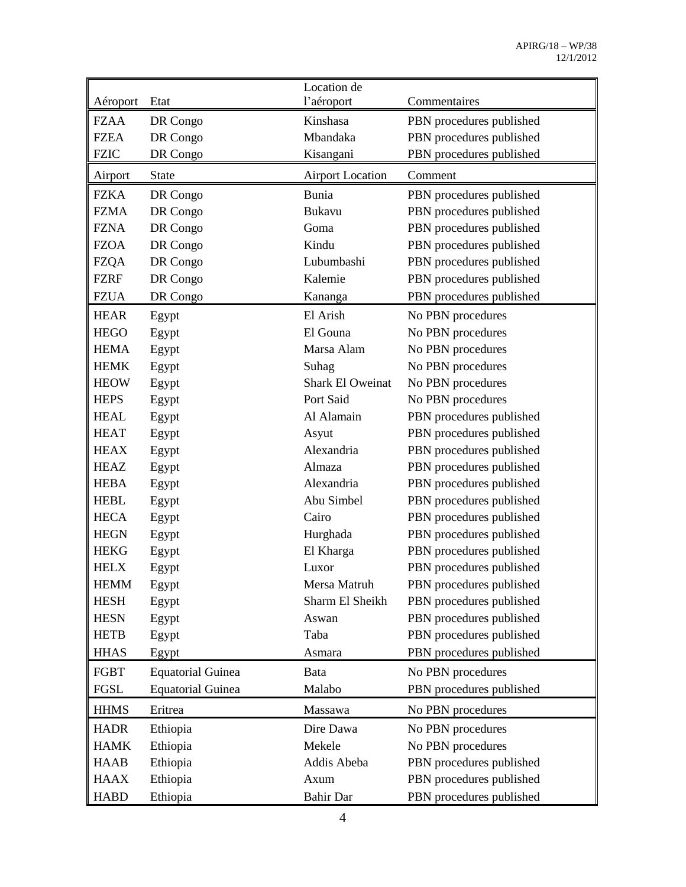| Aéroport | Etat | Location de l'aéroport | Commentaires |
|---|---|---|---|
| FZAA | DR Congo | Kinshasa | PBN procedures published |
| FZEA | DR Congo | Mbandaka | PBN procedures published |
| FZIC | DR Congo | Kisangani | PBN procedures published |
| Airport | State | Airport Location | Comment |
| FZKA | DR Congo | Bunia | PBN procedures published |
| FZMA | DR Congo | Bukavu | PBN procedures published |
| FZNA | DR Congo | Goma | PBN procedures published |
| FZOA | DR Congo | Kindu | PBN procedures published |
| FZQA | DR Congo | Lubumbashi | PBN procedures published |
| FZRF | DR Congo | Kalemie | PBN procedures published |
| FZUA | DR Congo | Kananga | PBN procedures published |
| HEAR | Egypt | El Arish | No PBN procedures |
| HEGO | Egypt | El Gouna | No PBN procedures |
| HEMA | Egypt | Marsa Alam | No PBN procedures |
| HEMK | Egypt | Suhag | No PBN procedures |
| HEOW | Egypt | Shark El Oweinat | No PBN procedures |
| HEPS | Egypt | Port Said | No PBN procedures |
| HEAL | Egypt | Al Alamain | PBN procedures published |
| HEAT | Egypt | Asyut | PBN procedures published |
| HEAX | Egypt | Alexandria | PBN procedures published |
| HEAZ | Egypt | Almaza | PBN procedures published |
| HEBA | Egypt | Alexandria | PBN procedures published |
| HEBL | Egypt | Abu Simbel | PBN procedures published |
| HECA | Egypt | Cairo | PBN procedures published |
| HEGN | Egypt | Hurghada | PBN procedures published |
| HEKG | Egypt | El Kharga | PBN procedures published |
| HELX | Egypt | Luxor | PBN procedures published |
| HEMM | Egypt | Mersa Matruh | PBN procedures published |
| HESH | Egypt | Sharm El Sheikh | PBN procedures published |
| HESN | Egypt | Aswan | PBN procedures published |
| HETB | Egypt | Taba | PBN procedures published |
| HHAS | Egypt | Asmara | PBN procedures published |
| FGBT | Equatorial Guinea | Bata | No PBN procedures |
| FGSL | Equatorial Guinea | Malabo | PBN procedures published |
| HHMS | Eritrea | Massawa | No PBN procedures |
| HADR | Ethiopia | Dire Dawa | No PBN procedures |
| HAMK | Ethiopia | Mekele | No PBN procedures |
| HAAB | Ethiopia | Addis Abeba | PBN procedures published |
| HAAX | Ethiopia | Axum | PBN procedures published |
| HABD | Ethiopia | Bahir Dar | PBN procedures published |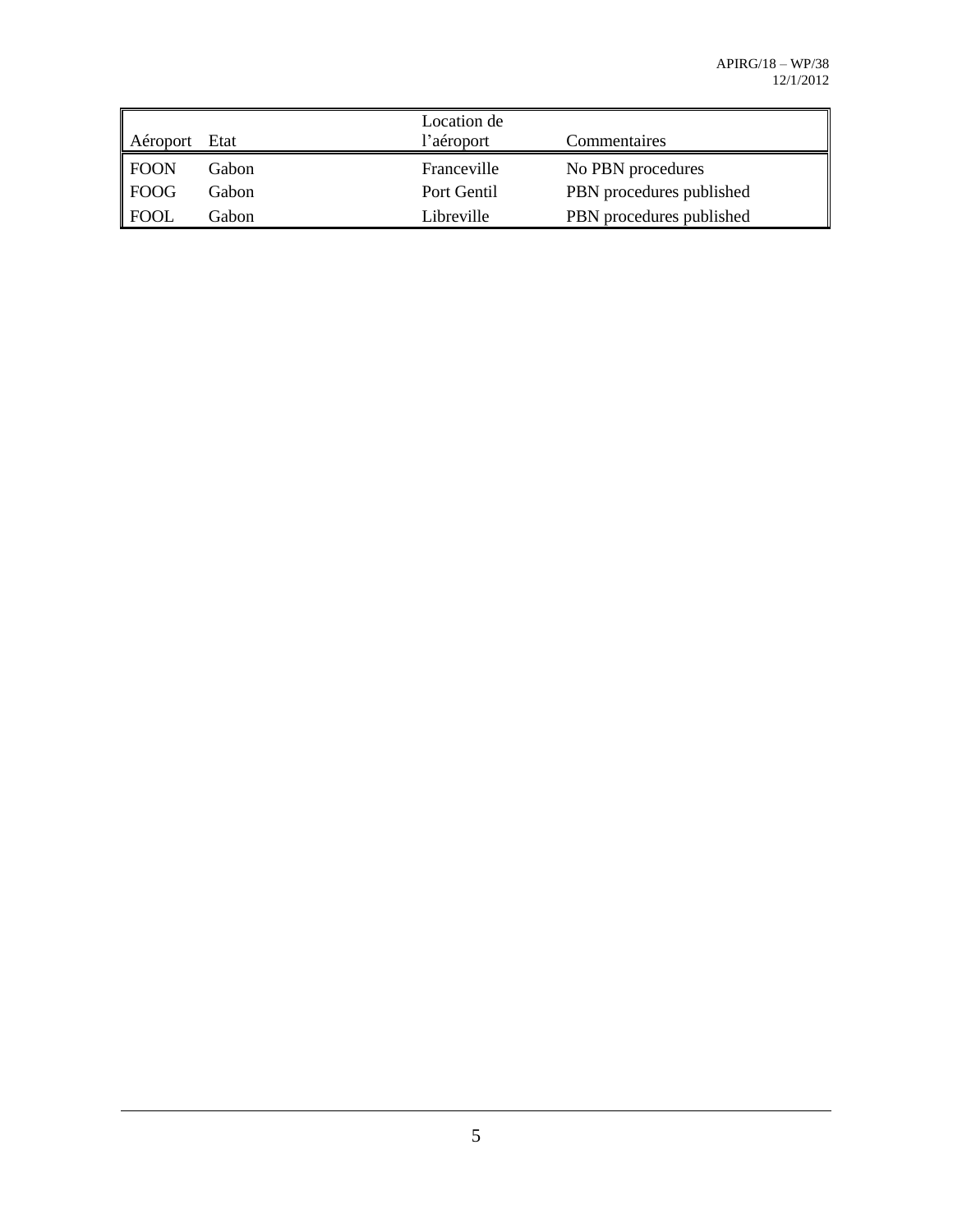| Aéroport | Etat | Location de l'aéroport | Commentaires |
| --- | --- | --- | --- |
| FOON | Gabon | Franceville | No PBN procedures |
| FOOG | Gabon | Port Gentil | PBN procedures published |
| FOOL | Gabon | Libreville | PBN procedures published |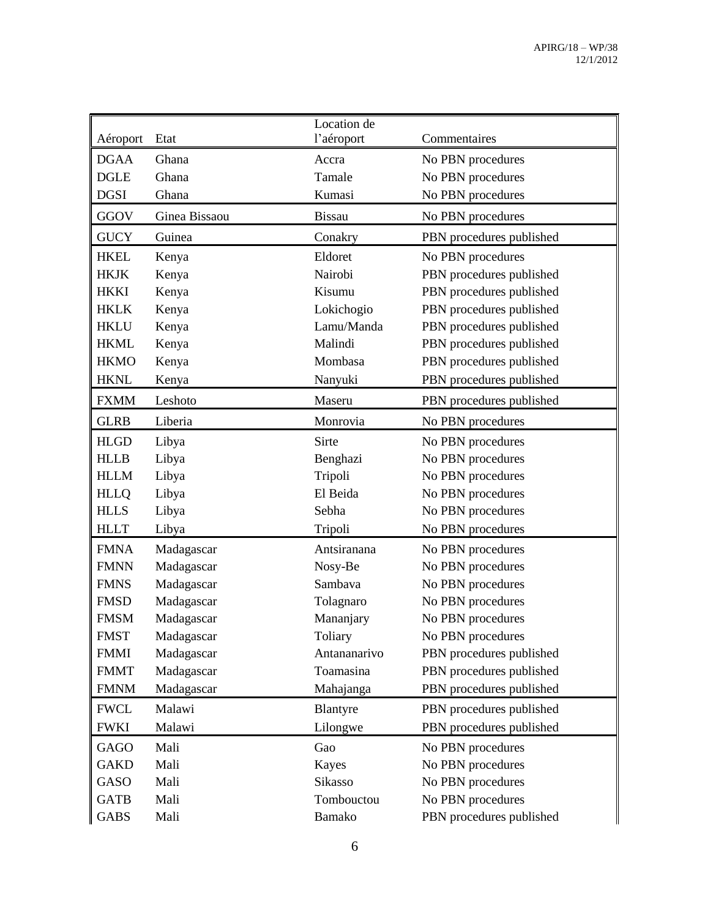| Aéroport | Etat | Location de l'aéroport | Commentaires |
|---|---|---|---|
| DGAA | Ghana | Accra | No PBN procedures |
| DGLE | Ghana | Tamale | No PBN procedures |
| DGSI | Ghana | Kumasi | No PBN procedures |
| GGOV | Ginea Bissaou | Bissau | No PBN procedures |
| GUCY | Guinea | Conakry | PBN procedures published |
| HKEL | Kenya | Eldoret | No PBN procedures |
| HKJK | Kenya | Nairobi | PBN procedures published |
| HKKI | Kenya | Kisumu | PBN procedures published |
| HKLK | Kenya | Lokichogio | PBN procedures published |
| HKLU | Kenya | Lamu/Manda | PBN procedures published |
| HKML | Kenya | Malindi | PBN procedures published |
| HKMO | Kenya | Mombasa | PBN procedures published |
| HKNL | Kenya | Nanyuki | PBN procedures published |
| FXMM | Leshoto | Maseru | PBN procedures published |
| GLRB | Liberia | Monrovia | No PBN procedures |
| HLGD | Libya | Sirte | No PBN procedures |
| HLLB | Libya | Benghazi | No PBN procedures |
| HLLM | Libya | Tripoli | No PBN procedures |
| HLLQ | Libya | El Beida | No PBN procedures |
| HLLS | Libya | Sebha | No PBN procedures |
| HLLT | Libya | Tripoli | No PBN procedures |
| FMNA | Madagascar | Antsiranana | No PBN procedures |
| FMNN | Madagascar | Nosy-Be | No PBN procedures |
| FMNS | Madagascar | Sambava | No PBN procedures |
| FMSD | Madagascar | Tolagnaro | No PBN procedures |
| FMSM | Madagascar | Mananjary | No PBN procedures |
| FMST | Madagascar | Toliary | No PBN procedures |
| FMMI | Madagascar | Antananarivo | PBN procedures published |
| FMMT | Madagascar | Toamasina | PBN procedures published |
| FMNM | Madagascar | Mahajanga | PBN procedures published |
| FWCL | Malawi | Blantyre | PBN procedures published |
| FWKI | Malawi | Lilongwe | PBN procedures published |
| GAGO | Mali | Gao | No PBN procedures |
| GAKD | Mali | Kayes | No PBN procedures |
| GASO | Mali | Sikasso | No PBN procedures |
| GATB | Mali | Tombouctou | No PBN procedures |
| GABS | Mali | Bamako | PBN procedures published |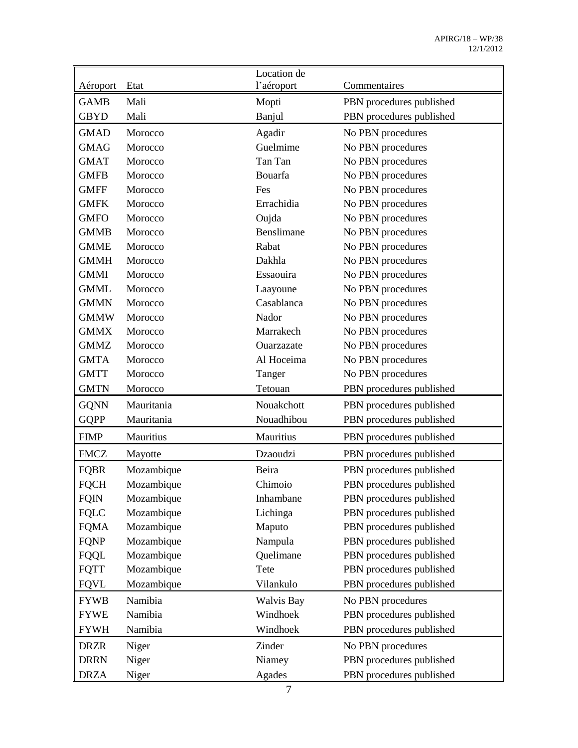| Aéroport | Etat | Location de l'aéroport | Commentaires |
|---|---|---|---|
| GAMB | Mali | Mopti | PBN procedures published |
| GBYD | Mali | Banjul | PBN procedures published |
| GMAD | Morocco | Agadir | No PBN procedures |
| GMAG | Morocco | Guelmime | No PBN procedures |
| GMAT | Morocco | Tan Tan | No PBN procedures |
| GMFB | Morocco | Bouarfa | No PBN procedures |
| GMFF | Morocco | Fes | No PBN procedures |
| GMFK | Morocco | Errachidia | No PBN procedures |
| GMFO | Morocco | Oujda | No PBN procedures |
| GMMB | Morocco | Benslimane | No PBN procedures |
| GMME | Morocco | Rabat | No PBN procedures |
| GMMH | Morocco | Dakhla | No PBN procedures |
| GMMI | Morocco | Essaouira | No PBN procedures |
| GMML | Morocco | Laayoune | No PBN procedures |
| GMMN | Morocco | Casablanca | No PBN procedures |
| GMMW | Morocco | Nador | No PBN procedures |
| GMMX | Morocco | Marrakech | No PBN procedures |
| GMMZ | Morocco | Ouarzazate | No PBN procedures |
| GMTA | Morocco | Al Hoceima | No PBN procedures |
| GMTT | Morocco | Tanger | No PBN procedures |
| GMTN | Morocco | Tetouan | PBN procedures published |
| GQNN | Mauritania | Nouakchott | PBN procedures published |
| GQPP | Mauritania | Nouadhibou | PBN procedures published |
| FIMP | Mauritius | Mauritius | PBN procedures published |
| FMCZ | Mayotte | Dzaoudzi | PBN procedures published |
| FQBR | Mozambique | Beira | PBN procedures published |
| FQCH | Mozambique | Chimoio | PBN procedures published |
| FQIN | Mozambique | Inhambane | PBN procedures published |
| FQLC | Mozambique | Lichinga | PBN procedures published |
| FQMA | Mozambique | Maputo | PBN procedures published |
| FQNP | Mozambique | Nampula | PBN procedures published |
| FQQL | Mozambique | Quelimane | PBN procedures published |
| FQTT | Mozambique | Tete | PBN procedures published |
| FQVL | Mozambique | Vilankulo | PBN procedures published |
| FYWB | Namibia | Walvis Bay | No PBN procedures |
| FYWE | Namibia | Windhoek | PBN procedures published |
| FYWH | Namibia | Windhoek | PBN procedures published |
| DRZR | Niger | Zinder | No PBN procedures |
| DRRN | Niger | Niamey | PBN procedures published |
| DRZA | Niger | Agades | PBN procedures published |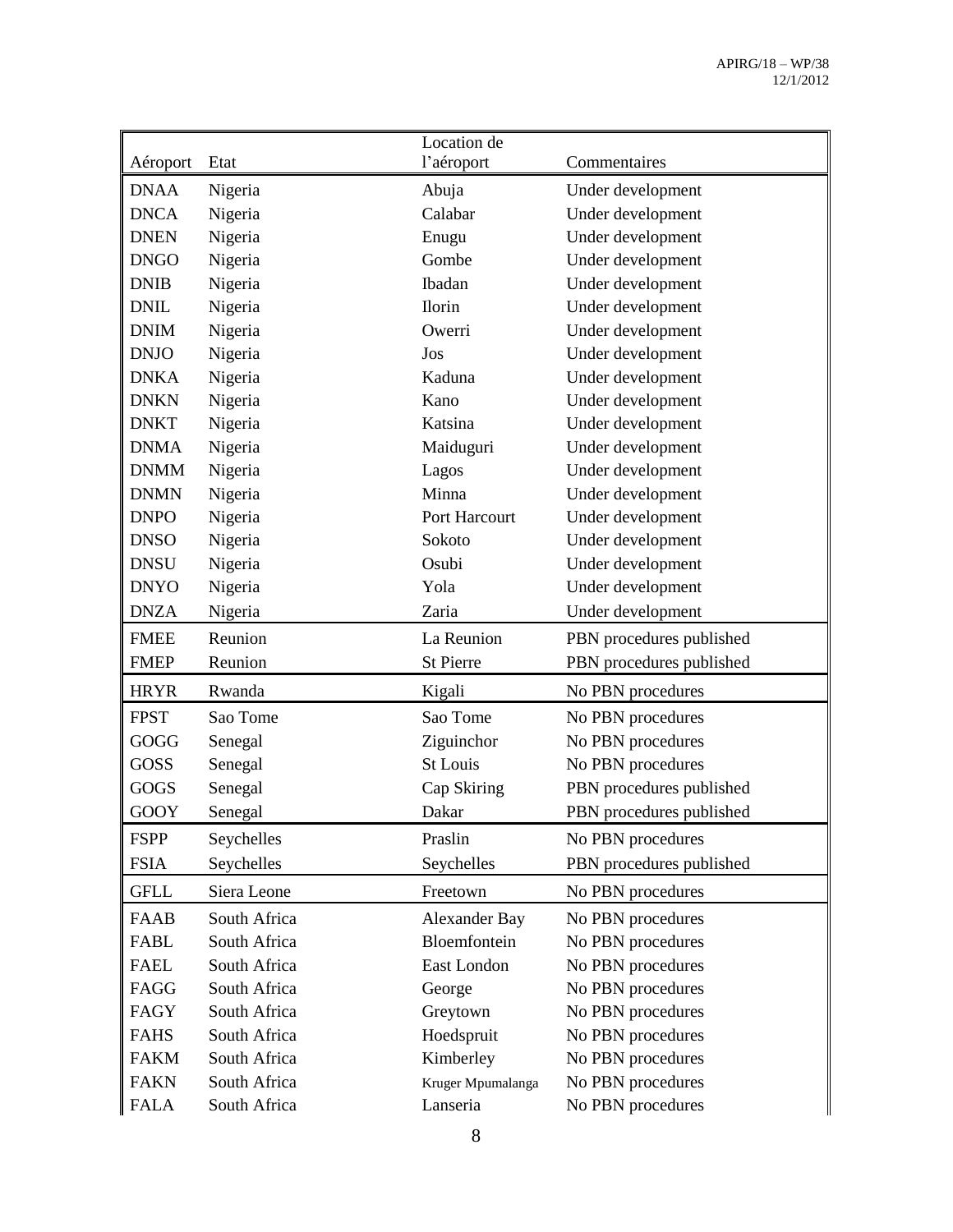| Aéroport | Etat | Location de l'aéroport | Commentaires |
|---|---|---|---|
| DNAA | Nigeria | Abuja | Under development |
| DNCA | Nigeria | Calabar | Under development |
| DNEN | Nigeria | Enugu | Under development |
| DNGO | Nigeria | Gombe | Under development |
| DNIB | Nigeria | Ibadan | Under development |
| DNIL | Nigeria | Ilorin | Under development |
| DNIM | Nigeria | Owerri | Under development |
| DNJO | Nigeria | Jos | Under development |
| DNKA | Nigeria | Kaduna | Under development |
| DNKN | Nigeria | Kano | Under development |
| DNKT | Nigeria | Katsina | Under development |
| DNMA | Nigeria | Maiduguri | Under development |
| DNMM | Nigeria | Lagos | Under development |
| DNMN | Nigeria | Minna | Under development |
| DNPO | Nigeria | Port Harcourt | Under development |
| DNSO | Nigeria | Sokoto | Under development |
| DNSU | Nigeria | Osubi | Under development |
| DNYO | Nigeria | Yola | Under development |
| DNZA | Nigeria | Zaria | Under development |
| FMEE | Reunion | La Reunion | PBN procedures published |
| FMEP | Reunion | St Pierre | PBN procedures published |
| HRYR | Rwanda | Kigali | No PBN procedures |
| FPST | Sao Tome | Sao Tome | No PBN procedures |
| GOGG | Senegal | Ziguinchor | No PBN procedures |
| GOSS | Senegal | St Louis | No PBN procedures |
| GOGS | Senegal | Cap Skiring | PBN procedures published |
| GOOY | Senegal | Dakar | PBN procedures published |
| FSPP | Seychelles | Praslin | No PBN procedures |
| FSIA | Seychelles | Seychelles | PBN procedures published |
| GFLL | Siera Leone | Freetown | No PBN procedures |
| FAAB | South Africa | Alexander Bay | No PBN procedures |
| FABL | South Africa | Bloemfontein | No PBN procedures |
| FAEL | South Africa | East London | No PBN procedures |
| FAGG | South Africa | George | No PBN procedures |
| FAGY | South Africa | Greytown | No PBN procedures |
| FAHS | South Africa | Hoedspruit | No PBN procedures |
| FAKM | South Africa | Kimberley | No PBN procedures |
| FAKN | South Africa | Kruger Mpumalanga | No PBN procedures |
| FALA | South Africa | Lanseria | No PBN procedures |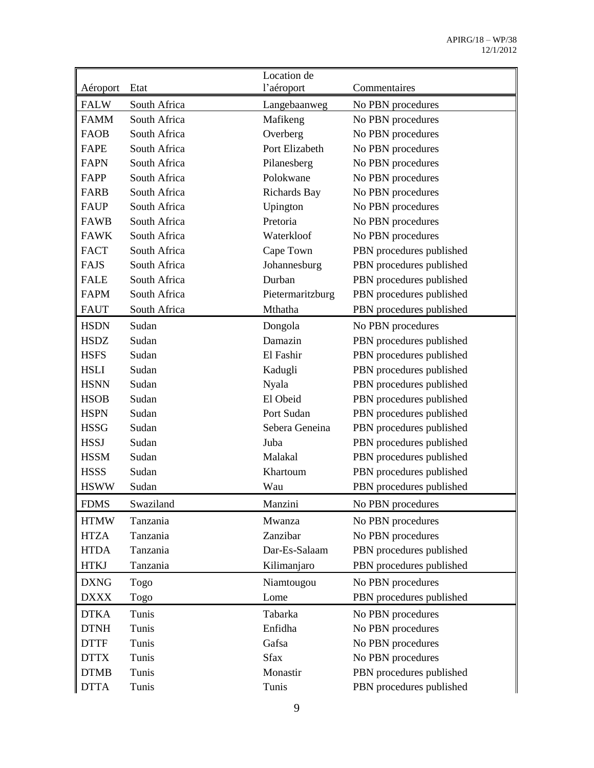| Aéroport | Etat | Location de l'aéroport | Commentaires |
|---|---|---|---|
| FALW | South Africa | Langebaanweg | No PBN procedures |
| FAMM | South Africa | Mafikeng | No PBN procedures |
| FAOB | South Africa | Overberg | No PBN procedures |
| FAPE | South Africa | Port Elizabeth | No PBN procedures |
| FAPN | South Africa | Pilanesberg | No PBN procedures |
| FAPP | South Africa | Polokwane | No PBN procedures |
| FARB | South Africa | Richards Bay | No PBN procedures |
| FAUP | South Africa | Upington | No PBN procedures |
| FAWB | South Africa | Pretoria | No PBN procedures |
| FAWK | South Africa | Waterkloof | No PBN procedures |
| FACT | South Africa | Cape Town | PBN procedures published |
| FAJS | South Africa | Johannesburg | PBN procedures published |
| FALE | South Africa | Durban | PBN procedures published |
| FAPM | South Africa | Pietermaritzburg | PBN procedures published |
| FAUT | South Africa | Mthatha | PBN procedures published |
| HSDN | Sudan | Dongola | No PBN procedures |
| HSDZ | Sudan | Damazin | PBN procedures published |
| HSFS | Sudan | El Fashir | PBN procedures published |
| HSLI | Sudan | Kadugli | PBN procedures published |
| HSNN | Sudan | Nyala | PBN procedures published |
| HSOB | Sudan | El Obeid | PBN procedures published |
| HSPN | Sudan | Port Sudan | PBN procedures published |
| HSSG | Sudan | Sebera Geneina | PBN procedures published |
| HSSJ | Sudan | Juba | PBN procedures published |
| HSSM | Sudan | Malakal | PBN procedures published |
| HSSS | Sudan | Khartoum | PBN procedures published |
| HSWW | Sudan | Wau | PBN procedures published |
| FDMS | Swaziland | Manzini | No PBN procedures |
| HTMW | Tanzania | Mwanza | No PBN procedures |
| HTZA | Tanzania | Zanzibar | No PBN procedures |
| HTDA | Tanzania | Dar-Es-Salaam | PBN procedures published |
| HTKJ | Tanzania | Kilimanjaro | PBN procedures published |
| DXNG | Togo | Niamtougou | No PBN procedures |
| DXXX | Togo | Lome | PBN procedures published |
| DTKA | Tunis | Tabarka | No PBN procedures |
| DTNH | Tunis | Enfidha | No PBN procedures |
| DTTF | Tunis | Gafsa | No PBN procedures |
| DTTX | Tunis | Sfax | No PBN procedures |
| DTMB | Tunis | Monastir | PBN procedures published |
| DTTA | Tunis | Tunis | PBN procedures published |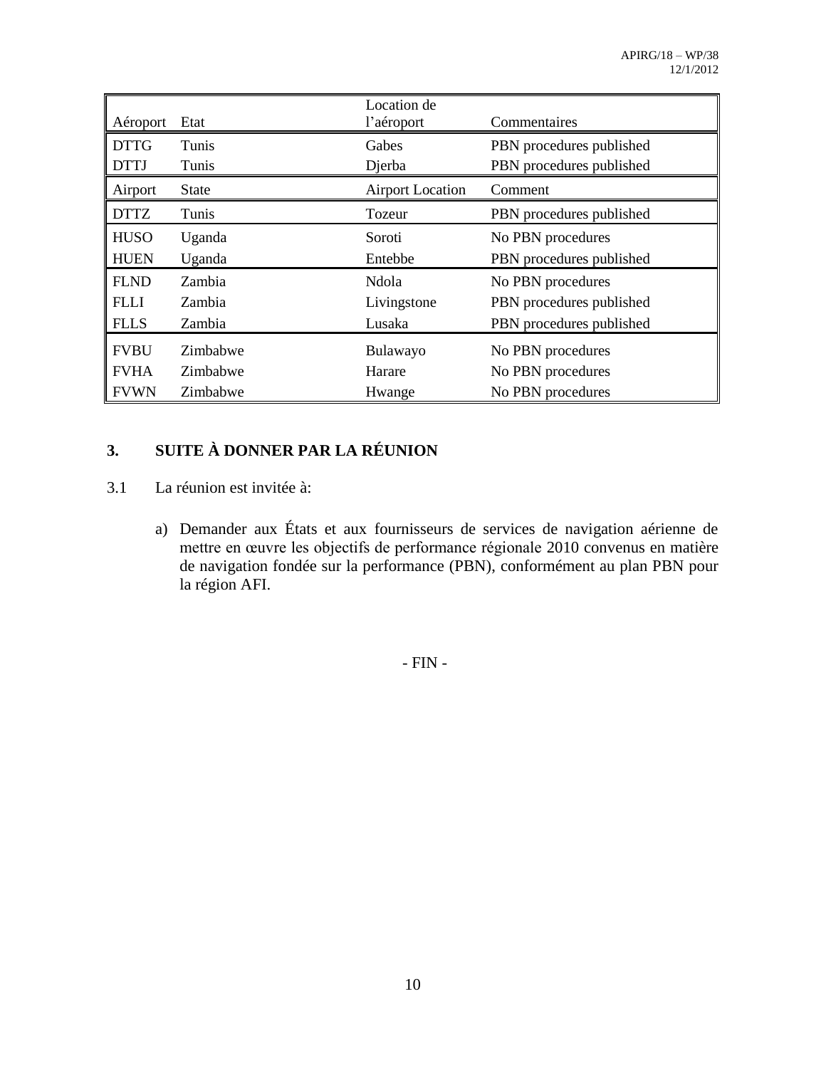| Aéroport | Etat | Location de l'aéroport | Commentaires |
|---|---|---|---|
| DTTG | Tunis | Gabes | PBN procedures published |
| DTTJ | Tunis | Djerba | PBN procedures published |
| Airport | State | Airport Location | Comment |
| DTTZ | Tunis | Tozeur | PBN procedures published |
| HUSO | Uganda | Soroti | No PBN procedures |
| HUEN | Uganda | Entebbe | PBN procedures published |
| FLND | Zambia | Ndola | No PBN procedures |
| FLLI | Zambia | Livingstone | PBN procedures published |
| FLLS | Zambia | Lusaka | PBN procedures published |
| FVBU | Zimbabwe | Bulawayo | No PBN procedures |
| FVHA | Zimbabwe | Harare | No PBN procedures |
| FVWN | Zimbabwe | Hwange | No PBN procedures |

## 3. SUITE À DONNER PAR LA RÉUNION

3.1 La réunion est invitée à:

a) Demander aux États et aux fournisseurs de services de navigation aérienne de mettre en œuvre les objectifs de performance régionale 2010 convenus en matière de navigation fondée sur la performance (PBN), conformément au plan PBN pour la région AFI.

- FIN -